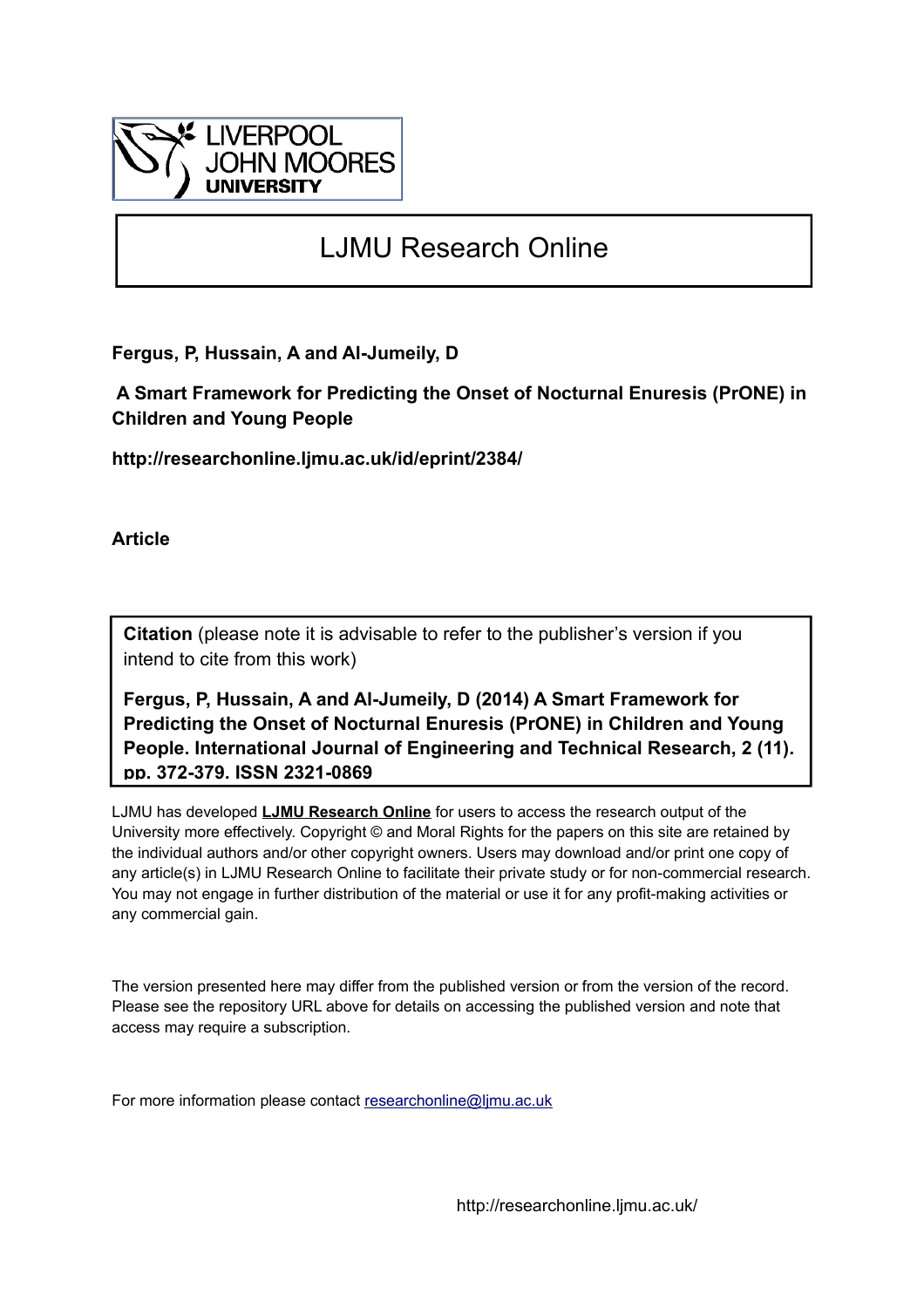LIVERPOOL JOHN MOORES UNIVERSITY

# LJMU Research Online

**Fergus, P, Hussain, A and Al-Jumeily, D**

**A Smart Framework for Predicting the Onset of Nocturnal Enuresis (PrONE) in Children and Young People**

**http://researchonline.ljmu.ac.uk/id/eprint/2384/**

**Article**

**Citation** (please note it is advisable to refer to the publisher's version if you intend to cite from this work)

**Fergus, P, Hussain, A and Al-Jumeily, D (2014) A Smart Framework for Predicting the Onset of Nocturnal Enuresis (PrONE) in Children and Young People. International Journal of Engineering and Technical Research, 2 (11). pp. 372-379. ISSN 2321-0869**

LJMU has developed **LJMU Research Online** for users to access the research output of the University more effectively. Copyright © and Moral Rights for the papers on this site are retained by the individual authors and/or other copyright owners. Users may download and/or print one copy of any article(s) in LJMU Research Online to facilitate their private study or for non-commercial research. You may not engage in further distribution of the material or use it for any profit-making activities or any commercial gain.

The version presented here may differ from the published version or from the version of the record. Please see the repository URL above for details on accessing the published version and note that access may require a subscription.

For more information please contact researchonline@ljmu.ac.uk

http://researchonline.ljmu.ac.uk/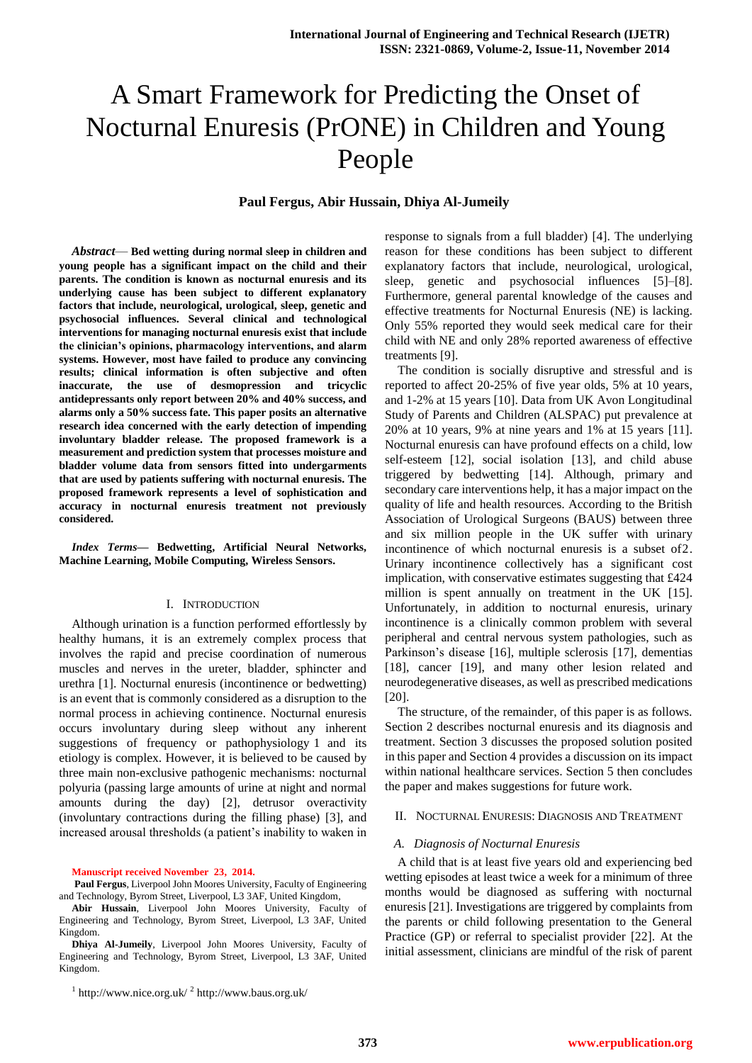# A Smart Framework for Predicting the Onset of Nocturnal Enuresis (PrONE) in Children and Young People

**Paul Fergus, Abir Hussain, Dhiya Al-Jumeily**

***Abstract*— Bed wetting during normal sleep in children and young people has a significant impact on the child and their parents. The condition is known as nocturnal enuresis and its underlying cause has been subject to different explanatory factors that include, neurological, urological, sleep, genetic and psychosocial influences. Several clinical and technological interventions for managing nocturnal enuresis exist that include the clinician's opinions, pharmacology interventions, and alarm systems. However, most have failed to produce any convincing results; clinical information is often subjective and often inaccurate, the use of desmopression and tricyclic antidepressants only report between 20% and 40% success, and alarms only a 50% success fate. This paper posits an alternative research idea concerned with the early detection of impending involuntary bladder release. The proposed framework is a measurement and prediction system that processes moisture and bladder volume data from sensors fitted into undergarments that are used by patients suffering with nocturnal enuresis. The proposed framework represents a level of sophistication and accuracy in nocturnal enuresis treatment not previously considered.**

***Index Terms*— Bedwetting, Artificial Neural Networks, Machine Learning, Mobile Computing, Wireless Sensors.**

## I. Introduction

Although urination is a function performed effortlessly by healthy humans, it is an extremely complex process that involves the rapid and precise coordination of numerous muscles and nerves in the ureter, bladder, sphincter and urethra [1]. Nocturnal enuresis (incontinence or bedwetting) is an event that is commonly considered as a disruption to the normal process in achieving continence. Nocturnal enuresis occurs involuntary during sleep without any inherent suggestions of frequency or pathophysiology 1 and its etiology is complex. However, it is believed to be caused by three main non-exclusive pathogenic mechanisms: nocturnal polyuria (passing large amounts of urine at night and normal amounts during the day) [2], detrusor overactivity (involuntary contractions during the filling phase) [3], and increased arousal thresholds (a patient's inability to waken in response to signals from a full bladder) [4]. The underlying reason for these conditions has been subject to different explanatory factors that include, neurological, urological, sleep, genetic and psychosocial influences [5]–[8]. Furthermore, general parental knowledge of the causes and effective treatments for Nocturnal Enuresis (NE) is lacking. Only 55% reported they would seek medical care for their child with NE and only 28% reported awareness of effective treatments [9].

The condition is socially disruptive and stressful and is reported to affect 20-25% of five year olds, 5% at 10 years, and 1-2% at 15 years [10]. Data from UK Avon Longitudinal Study of Parents and Children (ALSPAC) put prevalence at 20% at 10 years, 9% at nine years and 1% at 15 years [11]. Nocturnal enuresis can have profound effects on a child, low self-esteem [12], social isolation [13], and child abuse triggered by bedwetting [14]. Although, primary and secondary care interventions help, it has a major impact on the quality of life and health resources. According to the British Association of Urological Surgeons (BAUS) between three and six million people in the UK suffer with urinary incontinence of which nocturnal enuresis is a subset of2. Urinary incontinence collectively has a significant cost implication, with conservative estimates suggesting that £424 million is spent annually on treatment in the UK [15]. Unfortunately, in addition to nocturnal enuresis, urinary incontinence is a clinically common problem with several peripheral and central nervous system pathologies, such as Parkinson's disease [16], multiple sclerosis [17], dementias [18], cancer [19], and many other lesion related and neurodegenerative diseases, as well as prescribed medications [20].

The structure, of the remainder, of this paper is as follows. Section 2 describes nocturnal enuresis and its diagnosis and treatment. Section 3 discusses the proposed solution posited in this paper and Section 4 provides a discussion on its impact within national healthcare services. Section 5 then concludes the paper and makes suggestions for future work.

## II. Nocturnal Enuresis: Diagnosis and Treatment

### *A. Diagnosis of Nocturnal Enuresis*

A child that is at least five years old and experiencing bed wetting episodes at least twice a week for a minimum of three months would be diagnosed as suffering with nocturnal enuresis [21]. Investigations are triggered by complaints from the parents or child following presentation to the General Practice (GP) or referral to specialist provider [22]. At the initial assessment, clinicians are mindful of the risk of parent

**Manuscript received November 23, 2014.**

**Paul Fergus**, Liverpool John Moores University, Faculty of Engineering and Technology, Byrom Street, Liverpool, L3 3AF, United Kingdom,

**Abir Hussain**, Liverpool John Moores University, Faculty of Engineering and Technology, Byrom Street, Liverpool, L3 3AF, United Kingdom.

**Dhiya Al-Jumeily**, Liverpool John Moores University, Faculty of Engineering and Technology, Byrom Street, Liverpool, L3 3AF, United Kingdom.

[1] http://www.nice.org.uk/ [2] http://www.baus.org.uk/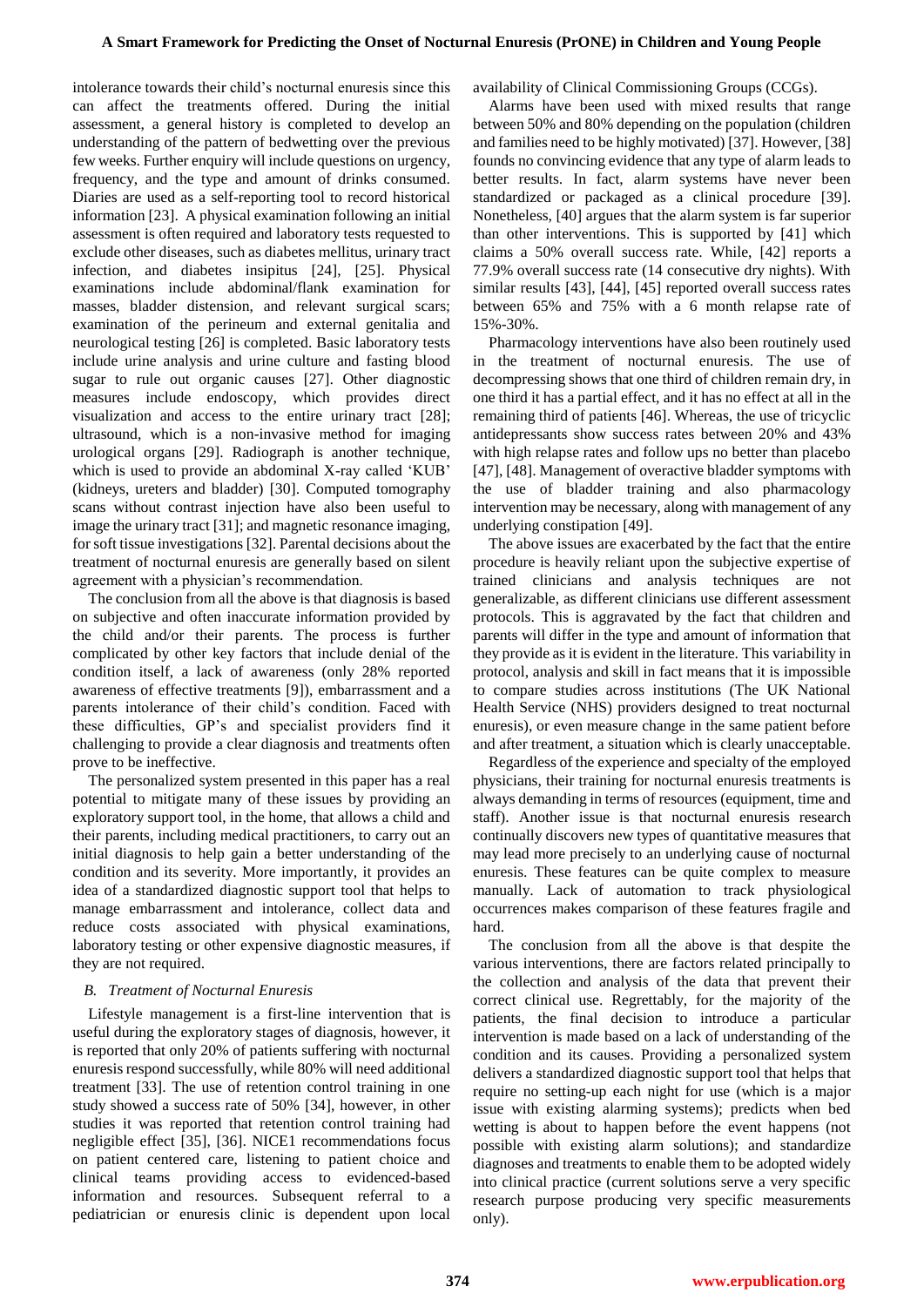intolerance towards their child's nocturnal enuresis since this can affect the treatments offered. During the initial assessment, a general history is completed to develop an understanding of the pattern of bedwetting over the previous few weeks. Further enquiry will include questions on urgency, frequency, and the type and amount of drinks consumed. Diaries are used as a self-reporting tool to record historical information [23]. A physical examination following an initial assessment is often required and laboratory tests requested to exclude other diseases, such as diabetes mellitus, urinary tract infection, and diabetes insipitus [24], [25]. Physical examinations include abdominal/flank examination for masses, bladder distension, and relevant surgical scars; examination of the perineum and external genitalia and neurological testing [26] is completed. Basic laboratory tests include urine analysis and urine culture and fasting blood sugar to rule out organic causes [27]. Other diagnostic measures include endoscopy, which provides direct visualization and access to the entire urinary tract [28]; ultrasound, which is a non-invasive method for imaging urological organs [29]. Radiograph is another technique, which is used to provide an abdominal X-ray called 'KUB' (kidneys, ureters and bladder) [30]. Computed tomography scans without contrast injection have also been useful to image the urinary tract [31]; and magnetic resonance imaging, for soft tissue investigations [32]. Parental decisions about the treatment of nocturnal enuresis are generally based on silent agreement with a physician's recommendation.

The conclusion from all the above is that diagnosis is based on subjective and often inaccurate information provided by the child and/or their parents. The process is further complicated by other key factors that include denial of the condition itself, a lack of awareness (only 28% reported awareness of effective treatments [9]), embarrassment and a parents intolerance of their child's condition. Faced with these difficulties, GP's and specialist providers find it challenging to provide a clear diagnosis and treatments often prove to be ineffective.

The personalized system presented in this paper has a real potential to mitigate many of these issues by providing an exploratory support tool, in the home, that allows a child and their parents, including medical practitioners, to carry out an initial diagnosis to help gain a better understanding of the condition and its severity. More importantly, it provides an idea of a standardized diagnostic support tool that helps to manage embarrassment and intolerance, collect data and reduce costs associated with physical examinations, laboratory testing or other expensive diagnostic measures, if they are not required.

### B. Treatment of Nocturnal Enuresis

Lifestyle management is a first-line intervention that is useful during the exploratory stages of diagnosis, however, it is reported that only 20% of patients suffering with nocturnal enuresis respond successfully, while 80% will need additional treatment [33]. The use of retention control training in one study showed a success rate of 50% [34], however, in other studies it was reported that retention control training had negligible effect [35], [36]. NICE1 recommendations focus on patient centered care, listening to patient choice and clinical teams providing access to evidenced-based information and resources. Subsequent referral to a pediatrician or enuresis clinic is dependent upon local availability of Clinical Commissioning Groups (CCGs).

Alarms have been used with mixed results that range between 50% and 80% depending on the population (children and families need to be highly motivated) [37]. However, [38] founds no convincing evidence that any type of alarm leads to better results. In fact, alarm systems have never been standardized or packaged as a clinical procedure [39]. Nonetheless, [40] argues that the alarm system is far superior than other interventions. This is supported by [41] which claims a 50% overall success rate. While, [42] reports a 77.9% overall success rate (14 consecutive dry nights). With similar results [43], [44], [45] reported overall success rates between 65% and 75% with a 6 month relapse rate of 15%-30%.

Pharmacology interventions have also been routinely used in the treatment of nocturnal enuresis. The use of decompressing shows that one third of children remain dry, in one third it has a partial effect, and it has no effect at all in the remaining third of patients [46]. Whereas, the use of tricyclic antidepressants show success rates between 20% and 43% with high relapse rates and follow ups no better than placebo [47], [48]. Management of overactive bladder symptoms with the use of bladder training and also pharmacology intervention may be necessary, along with management of any underlying constipation [49].

The above issues are exacerbated by the fact that the entire procedure is heavily reliant upon the subjective expertise of trained clinicians and analysis techniques are not generalizable, as different clinicians use different assessment protocols. This is aggravated by the fact that children and parents will differ in the type and amount of information that they provide as it is evident in the literature. This variability in protocol, analysis and skill in fact means that it is impossible to compare studies across institutions (The UK National Health Service (NHS) providers designed to treat nocturnal enuresis), or even measure change in the same patient before and after treatment, a situation which is clearly unacceptable.

Regardless of the experience and specialty of the employed physicians, their training for nocturnal enuresis treatments is always demanding in terms of resources (equipment, time and staff). Another issue is that nocturnal enuresis research continually discovers new types of quantitative measures that may lead more precisely to an underlying cause of nocturnal enuresis. These features can be quite complex to measure manually. Lack of automation to track physiological occurrences makes comparison of these features fragile and hard.

The conclusion from all the above is that despite the various interventions, there are factors related principally to the collection and analysis of the data that prevent their correct clinical use. Regrettably, for the majority of the patients, the final decision to introduce a particular intervention is made based on a lack of understanding of the condition and its causes. Providing a personalized system delivers a standardized diagnostic support tool that helps that require no setting-up each night for use (which is a major issue with existing alarming systems); predicts when bed wetting is about to happen before the event happens (not possible with existing alarm solutions); and standardize diagnoses and treatments to enable them to be adopted widely into clinical practice (current solutions serve a very specific research purpose producing very specific measurements only).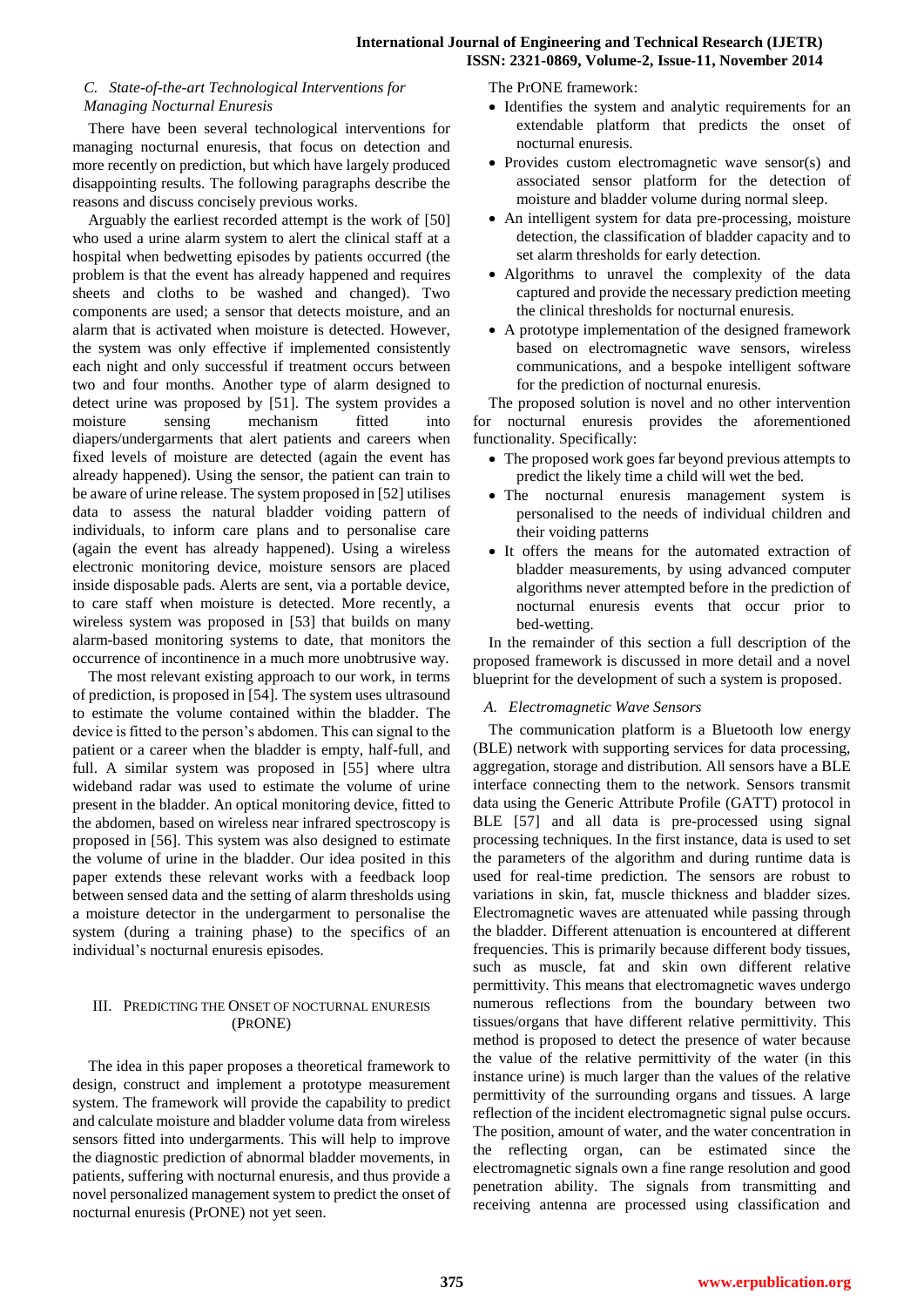### C. State-of-the-art Technological Interventions for Managing Nocturnal Enuresis

There have been several technological interventions for managing nocturnal enuresis, that focus on detection and more recently on prediction, but which have largely produced disappointing results. The following paragraphs describe the reasons and discuss concisely previous works.

Arguably the earliest recorded attempt is the work of [50] who used a urine alarm system to alert the clinical staff at a hospital when bedwetting episodes by patients occurred (the problem is that the event has already happened and requires sheets and cloths to be washed and changed). Two components are used; a sensor that detects moisture, and an alarm that is activated when moisture is detected. However, the system was only effective if implemented consistently each night and only successful if treatment occurs between two and four months. Another type of alarm designed to detect urine was proposed by [51]. The system provides a moisture sensing mechanism fitted into diapers/undergarments that alert patients and careers when fixed levels of moisture are detected (again the event has already happened). Using the sensor, the patient can train to be aware of urine release. The system proposed in [52] utilises data to assess the natural bladder voiding pattern of individuals, to inform care plans and to personalise care (again the event has already happened). Using a wireless electronic monitoring device, moisture sensors are placed inside disposable pads. Alerts are sent, via a portable device, to care staff when moisture is detected. More recently, a wireless system was proposed in [53] that builds on many alarm-based monitoring systems to date, that monitors the occurrence of incontinence in a much more unobtrusive way.

The most relevant existing approach to our work, in terms of prediction, is proposed in [54]. The system uses ultrasound to estimate the volume contained within the bladder. The device is fitted to the person's abdomen. This can signal to the patient or a career when the bladder is empty, half-full, and full. A similar system was proposed in [55] where ultra wideband radar was used to estimate the volume of urine present in the bladder. An optical monitoring device, fitted to the abdomen, based on wireless near infrared spectroscopy is proposed in [56]. This system was also designed to estimate the volume of urine in the bladder. Our idea posited in this paper extends these relevant works with a feedback loop between sensed data and the setting of alarm thresholds using a moisture detector in the undergarment to personalise the system (during a training phase) to the specifics of an individual's nocturnal enuresis episodes.

## III. Predicting the Onset of Nocturnal Enuresis (PrONE)

The idea in this paper proposes a theoretical framework to design, construct and implement a prototype measurement system. The framework will provide the capability to predict and calculate moisture and bladder volume data from wireless sensors fitted into undergarments. This will help to improve the diagnostic prediction of abnormal bladder movements, in patients, suffering with nocturnal enuresis, and thus provide a novel personalized management system to predict the onset of nocturnal enuresis (PrONE) not yet seen.

The PrONE framework:

- Identifies the system and analytic requirements for an extendable platform that predicts the onset of nocturnal enuresis.
- Provides custom electromagnetic wave sensor(s) and associated sensor platform for the detection of moisture and bladder volume during normal sleep.
- An intelligent system for data pre-processing, moisture detection, the classification of bladder capacity and to set alarm thresholds for early detection.
- Algorithms to unravel the complexity of the data captured and provide the necessary prediction meeting the clinical thresholds for nocturnal enuresis.
- A prototype implementation of the designed framework based on electromagnetic wave sensors, wireless communications, and a bespoke intelligent software for the prediction of nocturnal enuresis.

The proposed solution is novel and no other intervention for nocturnal enuresis provides the aforementioned functionality. Specifically:

- The proposed work goes far beyond previous attempts to predict the likely time a child will wet the bed.
- The nocturnal enuresis management system is personalised to the needs of individual children and their voiding patterns
- It offers the means for the automated extraction of bladder measurements, by using advanced computer algorithms never attempted before in the prediction of nocturnal enuresis events that occur prior to bed-wetting.

In the remainder of this section a full description of the proposed framework is discussed in more detail and a novel blueprint for the development of such a system is proposed.

### A. Electromagnetic Wave Sensors

The communication platform is a Bluetooth low energy (BLE) network with supporting services for data processing, aggregation, storage and distribution. All sensors have a BLE interface connecting them to the network. Sensors transmit data using the Generic Attribute Profile (GATT) protocol in BLE [57] and all data is pre-processed using signal processing techniques. In the first instance, data is used to set the parameters of the algorithm and during runtime data is used for real-time prediction. The sensors are robust to variations in skin, fat, muscle thickness and bladder sizes. Electromagnetic waves are attenuated while passing through the bladder. Different attenuation is encountered at different frequencies. This is primarily because different body tissues, such as muscle, fat and skin own different relative permittivity. This means that electromagnetic waves undergo numerous reflections from the boundary between two tissues/organs that have different relative permittivity. This method is proposed to detect the presence of water because the value of the relative permittivity of the water (in this instance urine) is much larger than the values of the relative permittivity of the surrounding organs and tissues. A large reflection of the incident electromagnetic signal pulse occurs. The position, amount of water, and the water concentration in the reflecting organ, can be estimated since the electromagnetic signals own a fine range resolution and good penetration ability. The signals from transmitting and receiving antenna are processed using classification and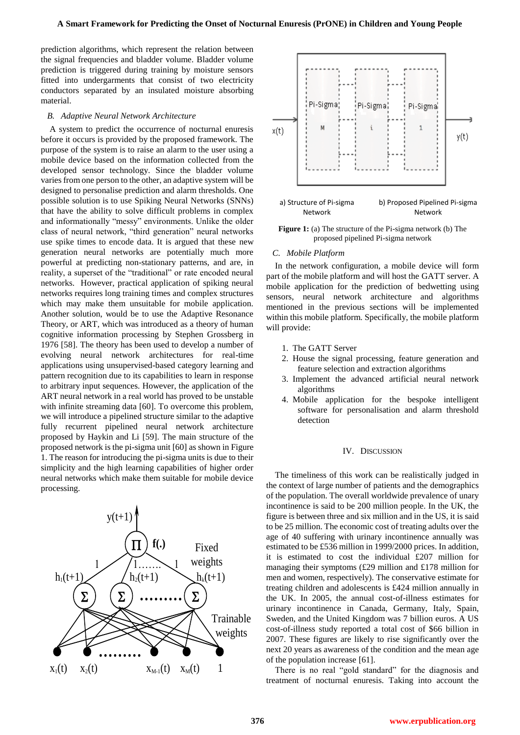prediction algorithms, which represent the relation between the signal frequencies and bladder volume. Bladder volume prediction is triggered during training by moisture sensors fitted into undergarments that consist of two electricity conductors separated by an insulated moisture absorbing material.

### *B. Adaptive Neural Network Architecture*

A system to predict the occurrence of nocturnal enuresis before it occurs is provided by the proposed framework. The purpose of the system is to raise an alarm to the user using a mobile device based on the information collected from the developed sensor technology. Since the bladder volume varies from one person to the other, an adaptive system will be designed to personalise prediction and alarm thresholds. One possible solution is to use Spiking Neural Networks (SNNs) that have the ability to solve difficult problems in complex and informationally "messy" environments. Unlike the older class of neural network, "third generation" neural networks use spike times to encode data. It is argued that these new generation neural networks are potentially much more powerful at predicting non-stationary patterns, and are, in reality, a superset of the "traditional" or rate encoded neural networks. However, practical application of spiking neural networks requires long training times and complex structures which may make them unsuitable for mobile application. Another solution, would be to use the Adaptive Resonance Theory, or ART, which was introduced as a theory of human cognitive information processing by Stephen Grossberg in 1976 [58]. The theory has been used to develop a number of evolving neural network architectures for real-time applications using unsupervised-based category learning and pattern recognition due to its capabilities to learn in response to arbitrary input sequences. However, the application of the ART neural network in a real world has proved to be unstable with infinite streaming data [60]. To overcome this problem, we will introduce a pipelined structure similar to the adaptive fully recurrent pipelined neural network architecture proposed by Haykin and Li [59]. The main structure of the proposed network is the pi-sigma unit [60] as shown in Figure 1. The reason for introducing the pi-sigma units is due to their simplicity and the high learning capabilities of higher order neural networks which make them suitable for mobile device processing.

a) Structure of Pi-sigma Network b) Proposed Pipelined Pi-sigma Network

**Figure 1:** (a) The structure of the Pi-sigma network (b) The proposed pipelined Pi-sigma network

### *C. Mobile Platform*

In the network configuration, a mobile device will form part of the mobile platform and will host the GATT server. A mobile application for the prediction of bedwetting using sensors, neural network architecture and algorithms mentioned in the previous sections will be implemented within this mobile platform. Specifically, the mobile platform will provide:

1. The GATT Server
2. House the signal processing, feature generation and feature selection and extraction algorithms
3. Implement the advanced artificial neural network algorithms
4. Mobile application for the bespoke intelligent software for personalisation and alarm threshold detection

## IV. Discussion

The timeliness of this work can be realistically judged in the context of large number of patients and the demographics of the population. The overall worldwide prevalence of unary incontinence is said to be 200 million people. In the UK, the figure is between three and six million and in the US, it is said to be 25 million. The economic cost of treating adults over the age of 40 suffering with urinary incontinence annually was estimated to be £536 million in 1999/2000 prices. In addition, it is estimated to cost the individual £207 million for managing their symptoms (£29 million and £178 million for men and women, respectively). The conservative estimate for treating children and adolescents is £424 million annually in the UK. In 2005, the annual cost-of-illness estimates for urinary incontinence in Canada, Germany, Italy, Spain, Sweden, and the United Kingdom was 7 billion euros. A US cost-of-illness study reported a total cost of $66 billion in 2007. These figures are likely to rise significantly over the next 20 years as awareness of the condition and the mean age of the population increase [61].

There is no real "gold standard" for the diagnosis and treatment of nocturnal enuresis. Taking into account the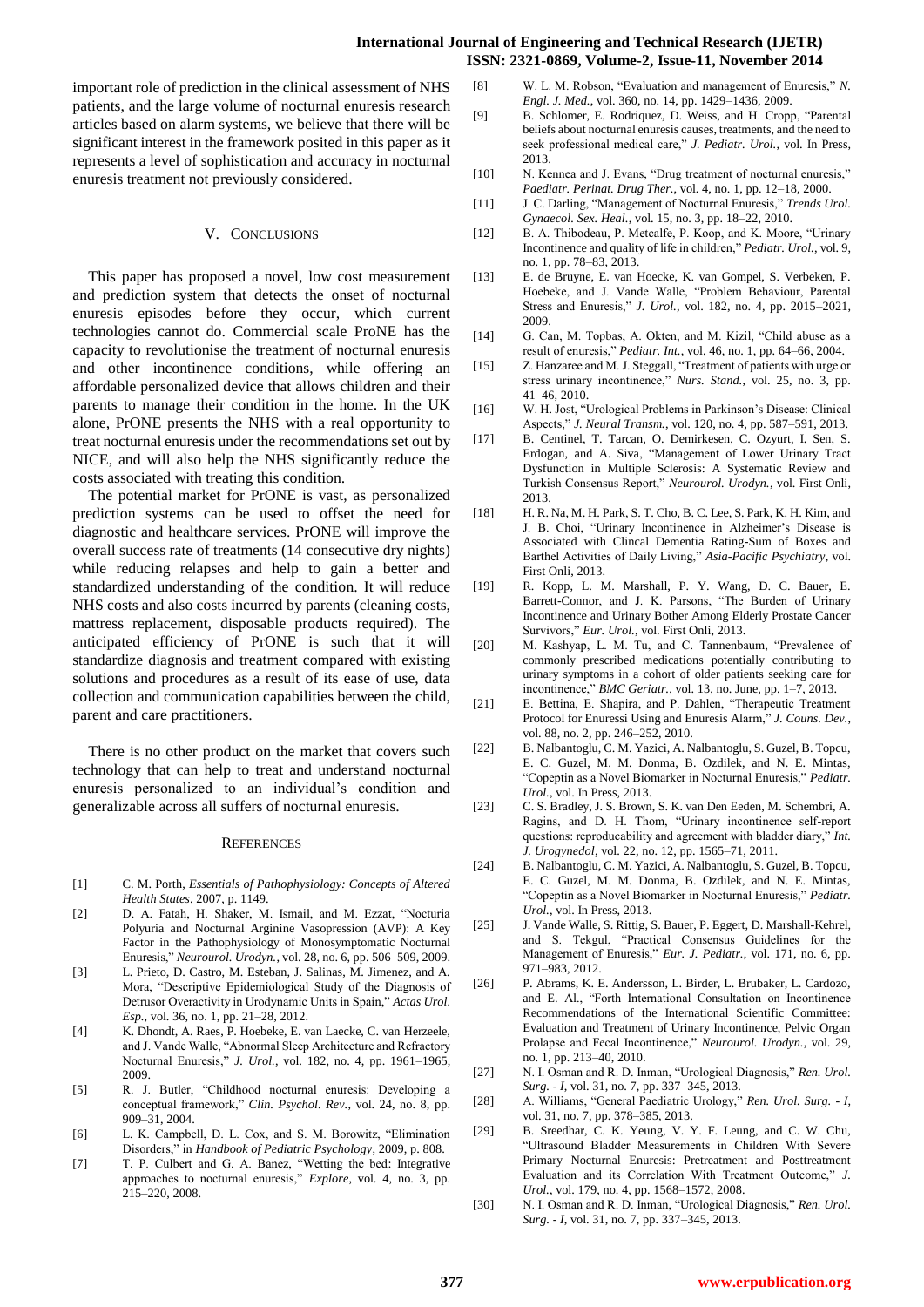important role of prediction in the clinical assessment of NHS patients, and the large volume of nocturnal enuresis research articles based on alarm systems, we believe that there will be significant interest in the framework posited in this paper as it represents a level of sophistication and accuracy in nocturnal enuresis treatment not previously considered.

## V. Conclusions

This paper has proposed a novel, low cost measurement and prediction system that detects the onset of nocturnal enuresis episodes before they occur, which current technologies cannot do. Commercial scale ProNE has the capacity to revolutionise the treatment of nocturnal enuresis and other incontinence conditions, while offering an affordable personalized device that allows children and their parents to manage their condition in the home. In the UK alone, PrONE presents the NHS with a real opportunity to treat nocturnal enuresis under the recommendations set out by NICE, and will also help the NHS significantly reduce the costs associated with treating this condition.

The potential market for PrONE is vast, as personalized prediction systems can be used to offset the need for diagnostic and healthcare services. PrONE will improve the overall success rate of treatments (14 consecutive dry nights) while reducing relapses and help to gain a better and standardized understanding of the condition. It will reduce NHS costs and also costs incurred by parents (cleaning costs, mattress replacement, disposable products required). The anticipated efficiency of PrONE is such that it will standardize diagnosis and treatment compared with existing solutions and procedures as a result of its ease of use, data collection and communication capabilities between the child, parent and care practitioners.

There is no other product on the market that covers such technology that can help to treat and understand nocturnal enuresis personalized to an individual's condition and generalizable across all suffers of nocturnal enuresis.

## References

[1] C. M. Porth, *Essentials of Pathophysiology: Concepts of Altered Health States*. 2007, p. 1149.

[2] D. A. Fatah, H. Shaker, M. Ismail, and M. Ezzat, "Nocturia Polyuria and Nocturnal Arginine Vasopression (AVP): A Key Factor in the Pathophysiology of Monosymptomatic Nocturnal Enuresis," *Neurourol. Urodyn.*, vol. 28, no. 6, pp. 506–509, 2009.

[3] L. Prieto, D. Castro, M. Esteban, J. Salinas, M. Jimenez, and A. Mora, "Descriptive Epidemiological Study of the Diagnosis of Detrusor Overactivity in Urodynamic Units in Spain," *Actas Urol. Esp.*, vol. 36, no. 1, pp. 21–28, 2012.

[4] K. Dhondt, A. Raes, P. Hoebeke, E. van Laecke, C. van Herzeele, and J. Vande Walle, "Abnormal Sleep Architecture and Refractory Nocturnal Enuresis," *J. Urol.*, vol. 182, no. 4, pp. 1961–1965, 2009.

[5] R. J. Butler, "Childhood nocturnal enuresis: Developing a conceptual framework," *Clin. Psychol. Rev.*, vol. 24, no. 8, pp. 909–31, 2004.

[6] L. K. Campbell, D. L. Cox, and S. M. Borowitz, "Elimination Disorders," in *Handbook of Pediatric Psychology*, 2009, p. 808.

[7] T. P. Culbert and G. A. Banez, "Wetting the bed: Integrative approaches to nocturnal enuresis," *Explore*, vol. 4, no. 3, pp. 215–220, 2008.

[8] W. L. M. Robson, "Evaluation and management of Enuresis," *N. Engl. J. Med.*, vol. 360, no. 14, pp. 1429–1436, 2009.

[9] B. Schlomer, E. Rodriquez, D. Weiss, and H. Cropp, "Parental beliefs about nocturnal enuresis causes, treatments, and the need to seek professional medical care," *J. Pediatr. Urol.*, vol. In Press, 2013.

[10] N. Kennea and J. Evans, "Drug treatment of nocturnal enuresis," *Paediatr. Perinat. Drug Ther.*, vol. 4, no. 1, pp. 12–18, 2000.

[11] J. C. Darling, "Management of Nocturnal Enuresis," *Trends Urol. Gynaecol. Sex. Heal.*, vol. 15, no. 3, pp. 18–22, 2010.

[12] B. A. Thibodeau, P. Metcalfe, P. Koop, and K. Moore, "Urinary Incontinence and quality of life in children," *Pediatr. Urol.*, vol. 9, no. 1, pp. 78–83, 2013.

[13] E. de Bruyne, E. van Hoecke, K. van Gompel, S. Verbeken, P. Hoebeke, and J. Vande Walle, "Problem Behaviour, Parental Stress and Enuresis," *J. Urol.*, vol. 182, no. 4, pp. 2015–2021, 2009.

[14] G. Can, M. Topbas, A. Okten, and M. Kizil, "Child abuse as a result of enuresis," *Pediatr. Int.*, vol. 46, no. 1, pp. 64–66, 2004.

[15] Z. Hanzaree and M. J. Steggall, "Treatment of patients with urge or stress urinary incontinence," *Nurs. Stand.*, vol. 25, no. 3, pp. 41–46, 2010.

[16] W. H. Jost, "Urological Problems in Parkinson's Disease: Clinical Aspects," *J. Neural Transm.*, vol. 120, no. 4, pp. 587–591, 2013.

[17] B. Centinel, T. Tarcan, O. Demirkesen, C. Ozyurt, I. Sen, S. Erdogan, and A. Siva, "Management of Lower Urinary Tract Dysfunction in Multiple Sclerosis: A Systematic Review and Turkish Consensus Report," *Neurourol. Urodyn.*, vol. First Onli, 2013.

[18] H. R. Na, M. H. Park, S. T. Cho, B. C. Lee, S. Park, K. H. Kim, and J. B. Choi, "Urinary Incontinence in Alzheimer's Disease is Associated with Clincal Dementia Rating-Sum of Boxes and Barthel Activities of Daily Living," *Asia-Pacific Psychiatry*, vol. First Onli, 2013.

[19] R. Kopp, L. M. Marshall, P. Y. Wang, D. C. Bauer, E. Barrett-Connor, and J. K. Parsons, "The Burden of Urinary Incontinence and Urinary Bother Among Elderly Prostate Cancer Survivors," *Eur. Urol.*, vol. First Onli, 2013.

[20] M. Kashyap, L. M. Tu, and C. Tannenbaum, "Prevalence of commonly prescribed medications potentially contributing to urinary symptoms in a cohort of older patients seeking care for incontinence," *BMC Geriatr.*, vol. 13, no. June, pp. 1–7, 2013.

[21] E. Bettina, E. Shapira, and P. Dahlen, "Therapeutic Treatment Protocol for Enuressi Using and Enuresis Alarm," *J. Couns. Dev.*, vol. 88, no. 2, pp. 246–252, 2010.

[22] B. Nalbantoglu, C. M. Yazici, A. Nalbantoglu, S. Guzel, B. Topcu, E. C. Guzel, M. M. Donma, B. Ozdilek, and N. E. Mintas, "Copeptin as a Novel Biomarker in Nocturnal Enuresis," *Pediatr. Urol.*, vol. In Press, 2013.

[23] C. S. Bradley, J. S. Brown, S. K. van Den Eeden, M. Schembri, A. Ragins, and D. H. Thom, "Urinary incontinence self-report questions: reproducability and agreement with bladder diary," *Int. J. Urogynedol*, vol. 22, no. 12, pp. 1565–71, 2011.

[24] B. Nalbantoglu, C. M. Yazici, A. Nalbantoglu, S. Guzel, B. Topcu, E. C. Guzel, M. M. Donma, B. Ozdilek, and N. E. Mintas, "Copeptin as a Novel Biomarker in Nocturnal Enuresis," *Pediatr. Urol.*, vol. In Press, 2013.

[25] J. Vande Walle, S. Rittig, S. Bauer, P. Eggert, D. Marshall-Kehrel, and S. Tekgul, "Practical Consensus Guidelines for the Management of Enuresis," *Eur. J. Pediatr.*, vol. 171, no. 6, pp. 971–983, 2012.

[26] P. Abrams, K. E. Andersson, L. Birder, L. Brubaker, L. Cardozo, and E. Al., "Forth International Consultation on Incontinence Recommendations of the International Scientific Committee: Evaluation and Treatment of Urinary Incontinence, Pelvic Organ Prolapse and Fecal Incontinence," *Neurourol. Urodyn.*, vol. 29, no. 1, pp. 213–40, 2010.

[27] N. I. Osman and R. D. Inman, "Urological Diagnosis," *Ren. Urol. Surg. - I*, vol. 31, no. 7, pp. 337–345, 2013.

[28] A. Williams, "General Paediatric Urology," *Ren. Urol. Surg. - I*, vol. 31, no. 7, pp. 378–385, 2013.

[29] B. Sreedhar, C. K. Yeung, V. Y. F. Leung, and C. W. Chu, "Ultrasound Bladder Measurements in Children With Severe Primary Nocturnal Enuresis: Pretreatment and Posttreatment Evaluation and its Correlation With Treatment Outcome," *J. Urol.*, vol. 179, no. 4, pp. 1568–1572, 2008.

[30] N. I. Osman and R. D. Inman, "Urological Diagnosis," *Ren. Urol. Surg. - I*, vol. 31, no. 7, pp. 337–345, 2013.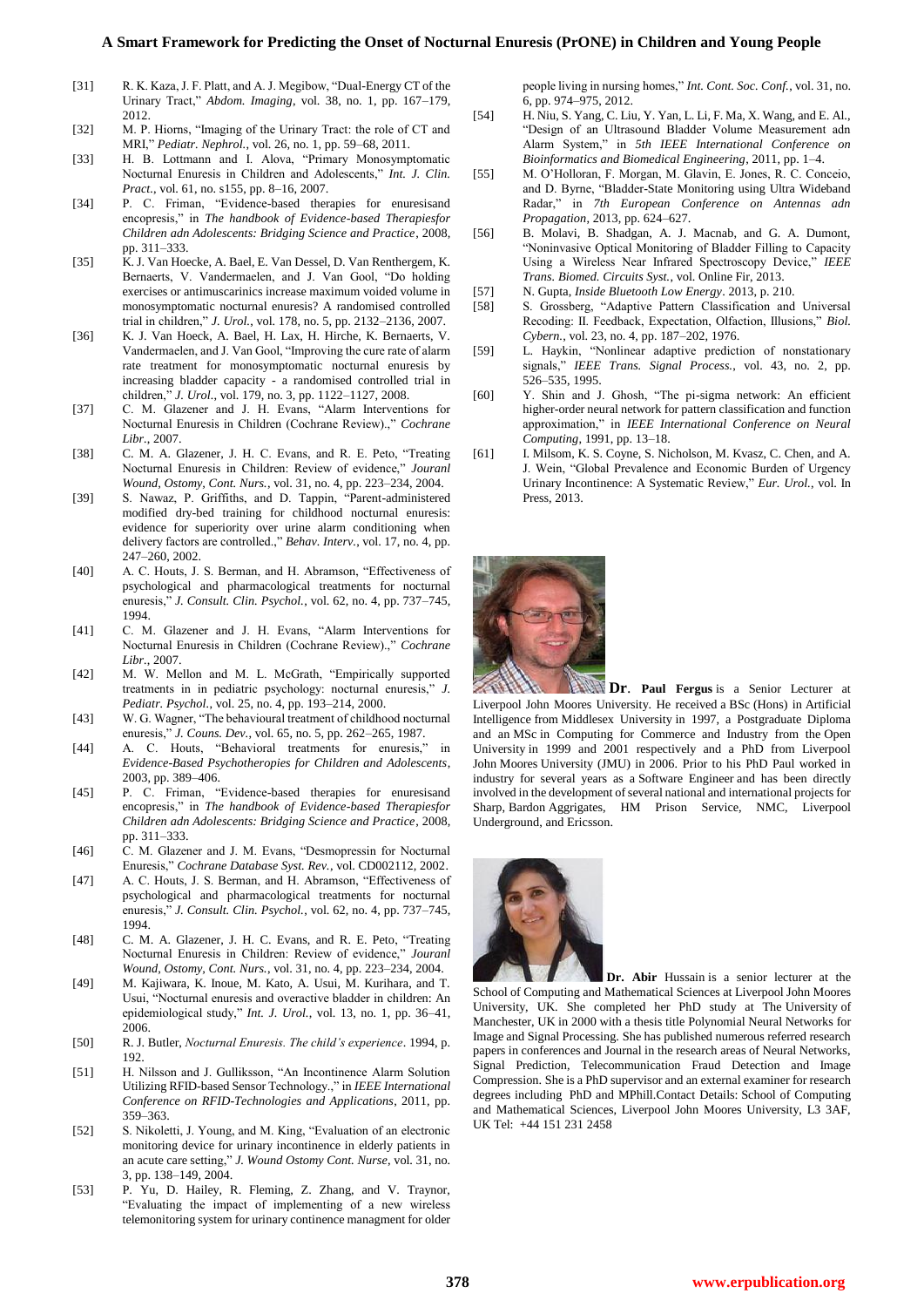[31] R. K. Kaza, J. F. Platt, and A. J. Megibow, "Dual-Energy CT of the Urinary Tract," *Abdom. Imaging*, vol. 38, no. 1, pp. 167–179, 2012.

[32] M. P. Hiorns, "Imaging of the Urinary Tract: the role of CT and MRI," *Pediatr. Nephrol.*, vol. 26, no. 1, pp. 59–68, 2011.

[33] H. B. Lottmann and I. Alova, "Primary Monosymptomatic Nocturnal Enuresis in Children and Adolescents," *Int. J. Clin. Pract.*, vol. 61, no. s155, pp. 8–16, 2007.

[34] P. C. Friman, "Evidence-based therapies for enuresisand encopresis," in *The handbook of Evidence-based Therapiesfor Children adn Adolescents: Bridging Science and Practice*, 2008, pp. 311–333.

[35] K. J. Van Hoecke, A. Bael, E. Van Dessel, D. Van Renthergem, K. Bernaerts, V. Vandermaelen, and J. Van Gool, "Do holding exercises or antimuscarinics increase maximum voided volume in monosymptomatic nocturnal enuresis? A randomised controlled trial in children," *J. Urol.*, vol. 178, no. 5, pp. 2132–2136, 2007.

[36] K. J. Van Hoeck, A. Bael, H. Lax, H. Hirche, K. Bernaerts, V. Vandermaelen, and J. Van Gool, "Improving the cure rate of alarm rate treatment for monosymptomatic nocturnal enuresis by increasing bladder capacity - a randomised controlled trial in children," *J. Urol.*, vol. 179, no. 3, pp. 1122–1127, 2008.

[37] C. M. Glazener and J. H. Evans, "Alarm Interventions for Nocturnal Enuresis in Children (Cochrane Review).," *Cochrane Libr.*, 2007.

[38] C. M. A. Glazener, J. H. C. Evans, and R. E. Peto, "Treating Nocturnal Enuresis in Children: Review of evidence," *Jouranl Wound, Ostomy, Cont. Nurs.*, vol. 31, no. 4, pp. 223–234, 2004.

[39] S. Nawaz, P. Griffiths, and D. Tappin, "Parent-administered modified dry-bed training for childhood nocturnal enuresis: evidence for superiority over urine alarm conditioning when delivery factors are controlled.," *Behav. Interv.*, vol. 17, no. 4, pp. 247–260, 2002.

[40] A. C. Houts, J. S. Berman, and H. Abramson, "Effectiveness of psychological and pharmacological treatments for nocturnal enuresis," *J. Consult. Clin. Psychol.*, vol. 62, no. 4, pp. 737–745, 1994.

[41] C. M. Glazener and J. H. Evans, "Alarm Interventions for Nocturnal Enuresis in Children (Cochrane Review).," *Cochrane Libr.*, 2007.

[42] M. W. Mellon and M. L. McGrath, "Empirically supported treatments in in pediatric psychology: nocturnal enuresis," *J. Pediatr. Psychol.*, vol. 25, no. 4, pp. 193–214, 2000.

[43] W. G. Wagner, "The behavioural treatment of childhood nocturnal enuresis," *J. Couns. Dev.*, vol. 65, no. 5, pp. 262–265, 1987.

[44] A. C. Houts, "Behavioral treatments for enuresis," in *Evidence-Based Psychotherapies for Children and Adolescents*, 2003, pp. 389–406.

[45] P. C. Friman, "Evidence-based therapies for enuresisand encopresis," in *The handbook of Evidence-based Therapiesfor Children adn Adolescents: Bridging Science and Practice*, 2008, pp. 311–333.

[46] C. M. Glazener and J. M. Evans, "Desmopressin for Nocturnal Enuresis," *Cochrane Database Syst. Rev.*, vol. CD002112, 2002.

[47] A. C. Houts, J. S. Berman, and H. Abramson, "Effectiveness of psychological and pharmacological treatments for nocturnal enuresis," *J. Consult. Clin. Psychol.*, vol. 62, no. 4, pp. 737–745, 1994.

[48] C. M. A. Glazener, J. H. C. Evans, and R. E. Peto, "Treating Nocturnal Enuresis in Children: Review of evidence," *Jouranl Wound, Ostomy, Cont. Nurs.*, vol. 31, no. 4, pp. 223–234, 2004.

[49] M. Kajiwara, K. Inoue, M. Kato, A. Usui, M. Kurihara, and T. Usui, "Nocturnal enuresis and overactive bladder in children: An epidemiological study," *Int. J. Urol.*, vol. 13, no. 1, pp. 36–41, 2006.

[50] R. J. Butler, *Nocturnal Enuresis. The child's experience*. 1994, p. 192.

[51] H. Nilsson and J. Gulliksson, "An Incontinence Alarm Solution Utilizing RFID-based Sensor Technology.," in *IEEE International Conference on RFID-Technologies and Applications*, 2011, pp. 359–363.

[52] S. Nikoletti, J. Young, and M. King, "Evaluation of an electronic monitoring device for urinary incontinence in elderly patients in an acute care setting," *J. Wound Ostomy Cont. Nurse*, vol. 31, no. 3, pp. 138–149, 2004.

[53] P. Yu, D. Hailey, R. Fleming, Z. Zhang, and V. Traynor, "Evaluating the impact of implementing of a new wireless telemonitoring system for urinary continence managment for older people living in nursing homes," *Int. Cont. Soc. Conf.*, vol. 31, no. 6, pp. 974–975, 2012.

[54] H. Niu, S. Yang, C. Liu, Y. Yan, L. Li, F. Ma, X. Wang, and E. Al., "Design of an Ultrasound Bladder Volume Measurement adn Alarm System," in *5th IEEE International Conference on Bioinformatics and Biomedical Engineering*, 2011, pp. 1–4.

[55] M. O'Holloran, F. Morgan, M. Glavin, E. Jones, R. C. Conceio, and D. Byrne, "Bladder-State Monitoring using Ultra Wideband Radar," in *7th European Conference on Antennas adn Propagation*, 2013, pp. 624–627.

[56] B. Molavi, B. Shadgan, A. J. Macnab, and G. A. Dumont, "Noninvasive Optical Monitoring of Bladder Filling to Capacity Using a Wireless Near Infrared Spectroscopy Device," *IEEE Trans. Biomed. Circuits Syst.*, vol. Online Fir, 2013.

[57] N. Gupta, *Inside Bluetooth Low Energy*. 2013, p. 210.

[58] S. Grossberg, "Adaptive Pattern Classification and Universal Recoding: II. Feedback, Expectation, Olfaction, Illusions," *Biol. Cybern.*, vol. 23, no. 4, pp. 187–202, 1976.

[59] L. Haykin, "Nonlinear adaptive prediction of nonstationary signals," *IEEE Trans. Signal Process.*, vol. 43, no. 2, pp. 526–535, 1995.

[60] Y. Shin and J. Ghosh, "The pi-sigma network: An efficient higher-order neural network for pattern classification and function approximation," in *IEEE International Conference on Neural Computing*, 1991, pp. 13–18.

[61] I. Milsom, K. S. Coyne, S. Nicholson, M. Kvasz, C. Chen, and A. J. Wein, "Global Prevalence and Economic Burden of Urgency Urinary Incontinence: A Systematic Review," *Eur. Urol.*, vol. In Press, 2013.

**Dr. Paul Fergus** is a Senior Lecturer at Liverpool John Moores University. He received a BSc (Hons) in Artificial Intelligence from Middlesex University in 1997, a Postgraduate Diploma and an MSc in Computing for Commerce and Industry from the Open University in 1999 and 2001 respectively and a PhD from Liverpool John Moores University (JMU) in 2006. Prior to his PhD Paul worked in industry for several years as a Software Engineer and has been directly involved in the development of several national and international projects for Sharp, Bardon Aggrigates, HM Prison Service, NMC, Liverpool Underground, and Ericsson.

**Dr. Abir** Hussain is a senior lecturer at the School of Computing and Mathematical Sciences at Liverpool John Moores University, UK. She completed her PhD study at The University of Manchester, UK in 2000 with a thesis title Polynomial Neural Networks for Image and Signal Processing. She has published numerous referred research papers in conferences and Journal in the research areas of Neural Networks, Signal Prediction, Telecommunication Fraud Detection and Image Compression. She is a PhD supervisor and an external examiner for research degrees including PhD and MPhill.Contact Details: School of Computing and Mathematical Sciences, Liverpool John Moores University, L3 3AF, UK Tel: +44 151 231 2458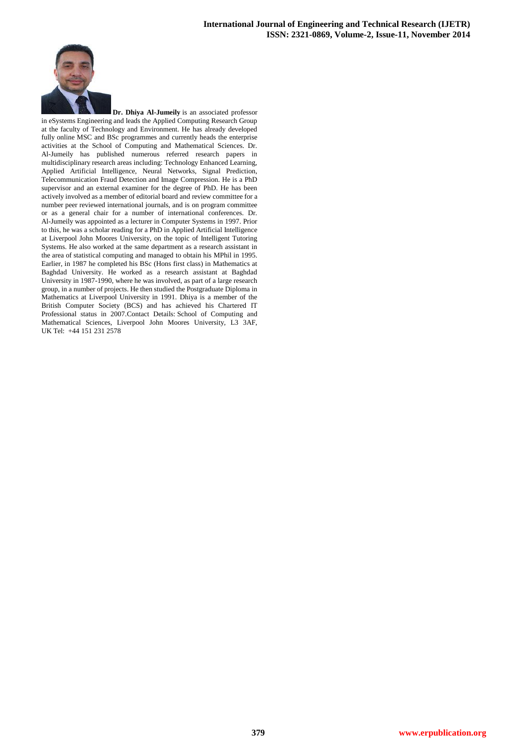**Dr. Dhiya Al-Jumeily** is an associated professor in eSystems Engineering and leads the Applied Computing Research Group at the faculty of Technology and Environment. He has already developed fully online MSC and BSc programmes and currently heads the enterprise activities at the School of Computing and Mathematical Sciences. Dr. Al-Jumeily has published numerous referred research papers in multidisciplinary research areas including: Technology Enhanced Learning, Applied Artificial Intelligence, Neural Networks, Signal Prediction, Telecommunication Fraud Detection and Image Compression. He is a PhD supervisor and an external examiner for the degree of PhD. He has been actively involved as a member of editorial board and review committee for a number peer reviewed international journals, and is on program committee or as a general chair for a number of international conferences. Dr. Al-Jumeily was appointed as a lecturer in Computer Systems in 1997. Prior to this, he was a scholar reading for a PhD in Applied Artificial Intelligence at Liverpool John Moores University, on the topic of Intelligent Tutoring Systems. He also worked at the same department as a research assistant in the area of statistical computing and managed to obtain his MPhil in 1995. Earlier, in 1987 he completed his BSc (Hons first class) in Mathematics at Baghdad University. He worked as a research assistant at Baghdad University in 1987-1990, where he was involved, as part of a large research group, in a number of projects. He then studied the Postgraduate Diploma in Mathematics at Liverpool University in 1991. Dhiya is a member of the British Computer Society (BCS) and has achieved his Chartered IT Professional status in 2007.Contact Details: School of Computing and Mathematical Sciences, Liverpool John Moores University, L3 3AF, UK Tel: +44 151 231 2578